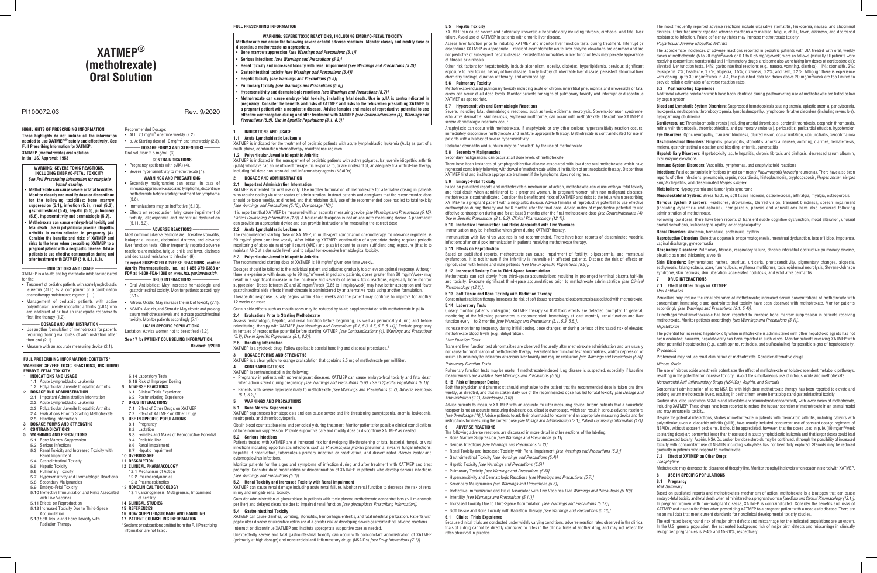# XATMEP® (methotrexate) Oral Solution

PI100072.03

Rev. 9/2020

**HIGHLIGHTS OF PRESCRIBING INFORMATION**

**These highlights do not include all the information needed to use XATMEP® safely and effectively. See Full Prescribing Information for XATMEP.**

**XATMEP (methotrexate) oral solution**

**Initial U.S. Approval: 1953**

**WARNING: SEVERE TOXIC REACTIONS, INCLUDING EMBRYO-FETAL TOXICITY**

***See Full Prescribing Information for complete boxed warning.***

- **Methotrexate can cause severe or fatal toxicities. Monitor closely and modify dose or discontinue for the following toxicities: bone marrow suppression (5.1), infection (5.2), renal (5.3), gastrointestinal (5.4), hepatic (5.5), pulmonary (5.6), hypersensitivity and dermatologic (5.7).**
- **Methotrexate can cause embryo-fetal toxicity and fetal death. Use in polyarticular juvenile idiopathic arthritis is contraindicated in pregnancy (4). Consider the benefits and risks of XATMEP and risks to the fetus when prescribing XATMEP to a pregnant patient with a neoplastic disease. Advise patients to use effective contraception during and after treatment with XATMEP (5.9, 8.1, 8.3).**

**INDICATIONS AND USAGE**

XATMEP is a folate analog metabolic inhibitor indicated for the:

- Treatment of pediatric patients with acute lymphoblastic leukemia (ALL) as a component of a combination chemotherapy maintenance regimen (1.1).
- Management of pediatric patients with active polyarticular juvenile idiopathic arthritis (pJIA) who are intolerant of or had an inadequate response to first-line therapy (1.2).

**DOSAGE AND ADMINISTRATION**

- Use another formulation of methotrexate for patients requiring dosing via routes of administration other than oral (2.1).
- Measure with an accurate measuring device (2.1).

Recommended Dosage:

- ALL: 20 mg/m² one time weekly (2.2).
- pJIA: Starting dose of 10 mg/m² one time weekly (2.3).

**DOSAGE FORMS AND STRENGTHS**

Oral solution: 2.5 mg/mL (3).

**CONTRAINDICATIONS**

- Pregnancy (patients with pJIA) (4).
- Severe hypersensitivity to methotrexate (4).

**WARNINGS AND PRECAUTIONS**

- Secondary malignancies can occur. In case of immunosuppression-associated lymphoma, discontinue methotrexate before starting treatment for lymphoma (5.8).
- Immunizations may be ineffective (5.10).
- Effects on reproduction: May cause impairment of fertility, oligospermia and menstrual dysfunction (5.11, 8.3).

**ADVERSE REACTIONS**

Most common adverse reactions are: ulcerative stomatitis, leukopenia, nausea, abdominal distress, and elevated liver function tests. Other frequently reported adverse reactions are malaise, fatigue, chills and fever, dizziness and decreased resistance to infection (6).

**To report SUSPECTED ADVERSE REACTIONS, contact Azurity Pharmaceuticals, Inc., at 1-855-379-0383 or FDA at 1-800-FDA-1088 or *www.fda.gov/medwatch.***

**DRUG INTERACTIONS**

- Oral Antibiotics: May increase hematologic and gastrointestinal toxicity. Monitor accordingly (7.1).
- Nitrous Oxide: May increase the risk of toxicity (7.1).
- NSAIDs, Aspirin, and Steroids: May elevate and prolong serum methotrexate levels and increase gastrointestinal toxicity. Monitor patients accordingly (7.1).

**USE IN SPECIFIC POPULATIONS**

Lactation: Advise women not to breastfeed (8.2).

**See 17 for PATIENT COUNSELING INFORMATION.**

**Revised: 9/2020**

**FULL PRESCRIBING INFORMATION: CONTENTS\***

**WARNING: SEVERE TOXIC REACTIONS, INCLUDING EMBRYO-FETAL TOXICITY**

**1 INDICATIONS AND USAGE**
1.1 Acute Lymphoblastic Leukemia
1.2 Polyarticular Juvenile Idiopathic Arthritis
**2 DOSAGE AND ADMINISTRATION**
2.1 Important Administration Information
2.2 Acute Lymphoblastic Leukemia
2.3 Polyarticular Juvenile Idiopathic Arthritis
2.4 Evaluations Prior to Starting Methotrexate
2.5 Handling Information
**3 DOSAGE FORMS AND STRENGTHS**
**4 CONTRAINDICATIONS**
**5 WARNINGS AND PRECAUTIONS**
5.1 Bone Marrow Suppression
5.2 Serious Infections
5.3 Renal Toxicity and Increased Toxicity with Renal Impairment
5.4 Gastrointestinal Toxicity
5.5 Hepatic Toxicity
5.6 Pulmonary Toxicity
5.7 Hypersensitivity and Dermatologic Reactions
5.8 Secondary Malignancies
5.9 Embryo-Fetal Toxicity
5.10 Ineffective Immunization and Risks Associated with Live Vaccines
5.11 Effects on Reproduction
5.12 Increased Toxicity Due to Third-Space Accumulation
5.13 Soft Tissue and Bone Toxicity with Radiation Therapy
5.14 Laboratory Tests
5.15 Risk of Improper Dosing
**6 ADVERSE REACTIONS**
6.1 Clinical Trials Experience
6.2 Postmarketing Experience
**7 DRUG INTERACTIONS**
7.1 Effect of Other Drugs on XATMEP
7.2 Effect of XATMEP on Other Drugs
**8 USE IN SPECIFIC POPULATIONS**
8.1 Pregnancy
8.2 Lactation
8.3 Females and Males of Reproductive Potential
8.4 Pediatric Use
8.6 Renal Impairment
8.7 Hepatic Impairment
**10 OVERDOSAGE**
**11 DESCRIPTION**
**12 CLINICAL PHARMACOLOGY**
12.1 Mechanism of Action
12.2 Pharmacodynamics
12.3 Pharmacokinetics
**13 NONCLINICAL TOXICOLOGY**
13.1 Carcinogenesis, Mutagenesis, Impairment of Fertility
**14 CLINICAL STUDIES**
**15 REFERENCES**
**16 HOW SUPPLIED/STORAGE AND HANDLING**
**17 PATIENT COUNSELING INFORMATION**

\*Sections or subsections omitted from the Full Prescribing Information are not listed.

## FULL PRESCRIBING INFORMATION

**WARNING: SEVERE TOXIC REACTIONS, INCLUDING EMBRYO-FETAL TOXICITY**

**Methotrexate can cause the following severe or fatal adverse reactions. Monitor closely and modify dose or discontinue methotrexate as appropriate.**

- **Bone marrow suppression *[see Warnings and Precautions (5.1)]***
- **Serious infections *[see Warnings and Precautions (5.2)]***
- **Renal toxicity and increased toxicity with renal impairment *[see Warnings and Precautions (5.3)]***
- **Gastrointestinal toxicity *[see Warnings and Precautions (5.4)]***
- **Hepatic toxicity *[see Warnings and Precautions (5.5)]***
- **Pulmonary toxicity *[see Warnings and Precautions (5.6)]***
- **Hypersensitivity and dermatologic reactions *[see Warnings and Precautions (5.7)]***
- **Methotrexate can cause embryo-fetal toxicity, including fetal death. Use in pJIA is contraindicated in pregnancy. Consider the benefits and risks of XATMEP and risks to the fetus when prescribing XATMEP to a pregnant patient with a neoplastic disease. Advise females and males of reproductive potential to use effective contraception during and after treatment with XATMEP *[see Contraindications (4), Warnings and Precautions (5.9), Use in Specific Populations (8.1, 8.3)]*.**

### 1 INDICATIONS AND USAGE

#### 1.1 Acute Lymphoblastic Leukemia

XATMEP is indicated for the treatment of pediatric patients with acute lymphoblastic leukemia (ALL) as part of a multi-phase, combination chemotherapy maintenance regimen.

#### 1.2 Polyarticular Juvenile Idiopathic Arthritis

XATMEP is indicated in the management of pediatric patients with active polyarticular juvenile idiopathic arthritis (pJIA) who have had an insufficient therapeutic response to, or are intolerant of, an adequate trial of first-line therapy including full dose non-steroidal anti-inflammatory agents (NSAIDs).

### 2 DOSAGE AND ADMINISTRATION

#### 2.1 Important Administration Information

XATMEP is intended for oral use only. Use another formulation of methotrexate for alternative dosing in patients who require dosing via other routes of administration. Instruct patients and caregivers that the recommended dose should be taken weekly, as directed, and that mistaken daily use of the recommended dose has led to fatal toxicity *[see Warnings and Precautions (5.15), Overdosage (10)]*.

It is important that XATMEP be measured with an accurate measuring device *[see Warnings and Precautions (5.15), Patient Counseling Information (17)]*. A household teaspoon is not an accurate measuring device. A pharmacist can provide an appropriate device and can provide instructions for measuring the correct dose.

#### 2.2 Acute Lymphoblastic Leukemia

The recommended starting dose of XATMEP, in multi-agent combination chemotherapy maintenance regimens, is 20 mg/m² given one time weekly. After initiating XATMEP, continuation of appropriate dosing requires periodic monitoring of absolute neutrophil count (ANC) and platelet count to assure sufficient drug exposure (that is to maintain ANC at a desirable level) and to adjust for excessive hematological toxicity.

#### 2.3 Polyarticular Juvenile Idiopathic Arthritis

The recommended starting dose of XATMEP is 10 mg/m² given one time weekly.

Dosages should be tailored to the individual patient and adjusted gradually to achieve an optimal response. Although there is experience with doses up to 30 mg/m²/week in pediatric patients, doses greater than 20 mg/m²/week may result in a significant increase in the incidence and severity of serious toxic reactions, especially bone marrow suppression. Doses between 20 and 30 mg/m²/week (0.65 to 1 mg/kg/week) may have better absorption and fewer gastrointestinal side effects if methotrexate is administered by an alternate route using another formulation.

Therapeutic response usually begins within 3 to 6 weeks and the patient may continue to improve for another 12 weeks or more.

Certain side effects such as mouth sores may be reduced by folate supplementation with methotrexate in pJIA.

#### 2.4 Evaluations Prior to Starting Methotrexate

Assess hematologic, hepatic, and renal function before beginning, as well as periodically during and before reinstituting, therapy with XATMEP *[see Warnings and Precautions (5.1, 5.3, 5.5, 5.7, 5.14)]*. Exclude pregnancy in females of reproductive potential before starting XATMEP *[see Contraindications (4), Warnings and Precautions (5.9), Use in Specific Populations (8.1, 8.3)]*.

#### 2.5 Handling Information

XATMEP is a cytotoxic drug. Follow applicable special handling and disposal procedures.[1]

### 3 DOSAGE FORMS AND STRENGTHS

XATMEP is a clear yellow to orange oral solution that contains 2.5 mg of methotrexate per milliliter.

### 4 CONTRAINDICATIONS

XATMEP is contraindicated in the following:

- Pregnancy in patients with non-malignant diseases. XATMEP can cause embryo-fetal toxicity and fetal death when administered during pregnancy *[see Warnings and Precautions (5.9), Use in Specific Populations (8.1)]*.
- Patients with severe hypersensitivity to methotrexate *[see Warnings and Precautions (5.7), Adverse Reactions (6.1, 6.2)]*.

### 5 WARNINGS AND PRECAUTIONS

#### 5.1 Bone Marrow Suppression

XATMEP suppresses hematopoiesis and can cause severe and life-threatening pancytopenia, anemia, leukopenia, neutropenia, and thrombocytopenia.

Obtain blood counts at baseline and periodically during treatment. Monitor patients for possible clinical complications of bone marrow suppression. Provide supportive care and modify dose or discontinue XATMEP as needed.

#### 5.2 Serious Infections

Patients treated with XATMEP are at increased risk for developing life-threatening or fatal bacterial, fungal, or viral infections including opportunistic infections such as *Pneumocystis jiroveci* pneumonia, invasive fungal infections, hepatitis B reactivation, tuberculosis primary infection or reactivation, and disseminated *Herpes zoster* and cytomegalovirus infections.

Monitor patients for the signs and symptoms of infection during and after treatment with XATMEP and treat promptly. Consider dose modification or discontinuation of XATMEP in patients who develop serious infections *[see Warnings and Precautions (5.1)]*.

#### 5.3 Renal Toxicity and Increased Toxicity with Renal Impairment

XATMEP can cause renal damage including acute renal failure. Monitor renal function to decrease the risk of renal injury and mitigate renal toxicity.

Consider administration of glucarpidase in patients with toxic plasma methotrexate concentrations (> 1 micromole per liter) and delayed clearance due to impaired renal function *[see glucarpidase Prescribing Information]*.

#### 5.4 Gastrointestinal Toxicity

XATMEP can cause diarrhea, vomiting, stomatitis, hemorrhagic enteritis, and fatal intestinal perforation. Patients with peptic ulcer disease or ulcerative colitis are at a greater risk of developing severe gastrointestinal adverse reactions.

Interrupt or discontinue XATMEP and institute appropriate supportive care as needed.

Unexpectedly severe and fatal gastrointestinal toxicity can occur with concomitant administration of XATMEP (primarily at high dosage) and nonsteroidal anti-inflammatory drugs (NSAIDs) *[see Drug Interactions (7.1)]*.

#### 5.5 Hepatic Toxicity

XATMEP can cause severe and potentially irreversible hepatotoxicity including fibrosis, cirrhosis, and fatal liver failure. Avoid use of XATMEP in patients with chronic liver disease.

Assess liver function prior to initiating XATMEP and monitor liver function tests during treatment. Interrupt or discontinue XATMEP as appropriate. Transient asymptomatic acute liver enzyme elevations are common and are not predictive of subsequent hepatic disease. Persistent abnormalities in liver function tests may precede appearance of fibrosis or cirrhosis.

Other risk factors for hepatotoxicity include alcoholism, obesity, diabetes, hyperlipidemia, previous significant exposure to liver toxins, history of liver disease, family history of inheritable liver disease, persistent abnormal liver chemistry findings, duration of therapy, and advanced age.

#### 5.6 Pulmonary Toxicity

Methotrexate-induced pulmonary toxicity including acute or chronic interstitial pneumonitis and irreversible or fatal cases can occur at all dose levels. Monitor patients for signs of pulmonary toxicity and interrupt or discontinue XATMEP as appropriate.

#### 5.7 Hypersensitivity and Dermatologic Reactions

Severe, including fatal, dermatologic reactions, such as toxic epidermal necrolysis, Stevens-Johnson syndrome, exfoliative dermatitis, skin necrosis, erythema multiforme, can occur with methotrexate. Discontinue XATMEP if severe dermatologic reactions occur.

Anaphylaxis can occur with methotrexate. If anaphylaxis or any other serious hypersensitivity reaction occurs, immediately discontinue methotrexate and institute appropriate therapy. Methotrexate is contraindicated for use in patients with a history of severe hypersensitivity.

Radiation dermatitis and sunburn may be "recalled" by the use of methotrexate.

#### 5.8 Secondary Malignancies

Secondary malignancies can occur at all dose levels of methotrexate.

There have been instances of lymphoproliferative disease associated with low-dose oral methotrexate which have regressed completely following withdrawal of methotrexate without institution of antilymphoma treatment. Discontinue XATMEP first and institute appropriate treatment if the lymphoma does not regress.

#### 5.9 Embryo-Fetal Toxicity

Based on published reports and methotrexate's mechanism of action, methotrexate can cause embryo-fetal toxicity and fetal death when administered to a pregnant woman. In a pregnant women with non-malignant diseases, methotrexate is contraindicated. Consider the benefits and risks of XATMEP and risks to the fetus when prescribing XATMEP to a pregnant patient with a neoplastic disease. Advise females of reproductive potential to use effective contraception during therapy and for 6 months after the final dose. Advise males of reproductive potential to use effective contraception during and for at least 3 months after the final dose of methotrexate *[see Contraindications (4), Use in Specific Populations (8.1, 8.3), Clinical Pharmacology (12.1)]*.

#### 5.10 Ineffective Immunization and Risks Associated with Live Vaccines

Immunization may be ineffective when given during XATMEP therapy.

Immunization with live virus vaccines is not recommended. There have been reports of disseminated vaccinia infections after smallpox immunization in patients receiving methotrexate therapy.

#### 5.11 Effects on Reproduction

Based on published reports, methotrexate can cause impairment of fertility, oligospermia, and menstrual dysfunction. It is not known if the infertility is reversible in affected patients. Discuss the risk of effects on reproduction with female and male patients *[see Use in Specific Populations (8.3)]*.

#### 5.12 Increased Toxicity Due to Third-Space Accumulation

Methotrexate can exit slowly from third-space accumulations resulting in prolonged terminal plasma half-life and toxicity. Evacuate significant third-space accumulations prior to methotrexate administration *[see Clinical Pharmacology (12.3)]*.

#### 5.13 Soft Tissue and Bone Toxicity with Radiation Therapy

Concomitant radiation therapy increases the risk of soft tissue necrosis and osteonecrosis associated with methotrexate.

#### 5.14 Laboratory Tests

Closely monitor patients undergoing XATMEP therapy so that toxic effects are detected promptly. In general, monitoring of the following parameters is recommended: hematology at least monthly, renal function and liver function every 1 to 2 months *[see Warnings and Precautions (5.1, 5.3, 5.5)]*.

Increase monitoring frequency during initial dosing, dose changes, or during periods of increased risk of elevated methotrexate blood levels (e.g., dehydration).

*Liver Function Tests*

Transient liver function test abnormalities are observed frequently after methotrexate administration and are usually not cause for modification of methotrexate therapy. Persistent liver function test abnormalities, and/or depression of serum albumin may be indicators of serious liver toxicity and require evaluation *[see Warnings and Precautions (5.5)]*.

*Pulmonary Function Tests*

Pulmonary function tests may be useful if methotrexate-induced lung disease is suspected, especially if baseline measurements are available *[see Warnings and Precautions (5.6)]*.

#### 5.15 Risk of Improper Dosing

Both the physician and pharmacist should emphasize to the patient that the recommended dose is taken one time weekly, as directed, and that mistaken daily use of the recommended dose has led to fatal toxicity *[see Dosage and Administration (2.1), Overdosage (10)]*.

Advise patients to measure XATMEP with an accurate milliliter measuring device. Inform patients that a household teaspoon is not an accurate measuring device and could lead to overdosage, which can result in serious adverse reactions *[see Overdosage (10)]*. Advise patients to ask their pharmacist to recommend an appropriate measuring device and for instructions for measuring the correct dose *[see Dosage and Administration (2.1), Patient Counseling Information (17)]*.

### 6 ADVERSE REACTIONS

The following adverse reactions are discussed in more detail in other sections of the labeling.

- Bone Marrow Suppression *[see Warnings and Precautions (5.1)]*
- Serious Infections *[see Warnings and Precautions (5.2)]*
- Renal Toxicity and Increased Toxicity with Renal Impairment *[see Warnings and Precautions (5.3)]*
- Gastrointestinal Toxicity *[see Warnings and Precautions (5.4)]*
- Hepatic Toxicity *[see Warnings and Precautions (5.5)]*
- Pulmonary Toxicity *[see Warnings and Precautions (5.6)]*
- Hypersensitivity and Dermatologic Reactions *[see Warnings and Precautions (5.7)]*
- Secondary Malignancies *[see Warnings and Precautions (5.8)]*
- Ineffective Immunization and Risks Associated with Live Vaccines *[see Warnings and Precautions (5.10)]*
- Infertility *[see Warnings and Precautions (5.11)]*
- Increased Toxicity Due to Third-Space Accumulation *[see Warnings and Precautions (5.12)]*
- Soft Tissue and Bone Toxicity with Radiation Therapy *[see Warnings and Precautions (5.13)]*

#### 6.1 Clinical Trials Experience

Because clinical trials are conducted under widely varying conditions, adverse reaction rates observed in the clinical trials of a drug cannot be directly compared to rates in the clinical trials of another drug, and may not reflect the rates observed in practice.

The most frequently reported adverse reactions include ulcerative stomatitis, leukopenia, nausea, and abdominal distress. Other frequently reported adverse reactions are malaise, fatigue, chills, fever, dizziness, and decreased resistance to infection. Folate deficiency states may increase methotrexate toxicity.

*Polyarticular Juvenile Idiopathic Arthritis*

The approximate incidences of adverse reactions reported in pediatric patients with JIA treated with oral, weekly doses of methotrexate (5 to 20 mg/m²/week or 0.1 to 0.65 mg/kg/week) were as follows (virtually all patients were receiving concomitant nonsteroidal anti-inflammatory drugs, and some also were taking low doses of corticosteroids): elevated liver function tests, 14%; gastrointestinal reactions (e.g., nausea, vomiting, diarrhea), 11%; stomatitis, 2%; leukopenia, 2%; headache, 1.2%; alopecia, 0.5%; dizziness, 0.2%; and rash, 0.2%. Although there is experience with dosing up to 30 mg/m²/week in JIA, the published data for doses above 20 mg/m²/week are too limited to provide reliable estimates of adverse reaction rates.

#### 6.2 Postmarketing Experience

Additional adverse reactions which have been identified during postmarketing use of methotrexate are listed below by organ system.

**Blood and Lymphatic System Disorders:** Suppressed hematopoiesis causing anemia, aplastic anemia, pancytopenia, leukopenia, neutropenia, thrombocytopenia, lymphadenopathy, lymphoproliferative disorders (including reversible), hypogammaglobulinemia

**Cardiovascular:** Thromboembolic events (including arterial thrombosis, cerebral thrombosis, deep vein thrombosis, retinal vein thrombosis, thrombophlebitis, and pulmonary embolus), pericarditis, pericardial effusion, hypotension

**Eye Disorders:** Optic neuropathy, transient blindness, blurred vision, ocular irritation, conjunctivitis, xerophthalmia

**Gastrointestinal Disorders:** Gingivitis, pharyngitis, stomatitis, anorexia, nausea, vomiting, diarrhea, hematemesis, melena, gastrointestinal ulceration and bleeding, enteritis, pancreatitis

**Hepatobiliary Disorders:** Hepatotoxicity, acute hepatitis, chronic fibrosis and cirrhosis, decreased serum albumin, liver enzyme elevations

**Immune System Disorders:** Vasculitis, lymphomas, and anaphylactoid reactions

**Infections:** Fatal opportunistic infections (most commonly *Pneumocystis jiroveci* pneumonia). There have also been reports of other infections, pneumonia, sepsis, nocardiosis, histoplasmosis, cryptococcosis, *Herpes zoster*, *Herpes simplex* hepatitis, and disseminated *Herpes simplex*.

**Metabolism:** Hyperglycemia and tumor lysis syndrome

**Musculoskeletal System:** Stress fracture, soft tissue necrosis, osteonecrosis, arthralgia, myalgia, osteoporosis

**Nervous System Disorders:** Headaches, drowsiness, blurred vision, transient blindness, speech impairment (including dysarthria and aphasia), hemiparesis, paresis and convulsions have also occurred following administration of methotrexate.

Following low doses, there have been reports of transient subtle cognitive dysfunction, mood alteration, unusual cranial sensations, leukoencephalopathy, or encephalopathy.

**Renal Disorders:** Azotemia, hematuria, proteinuria, cystitis

**Reproductive Disorders:** Defective oogenesis or spermatogenesis, menstrual dysfunction, loss of libido, impotence, vaginal discharge, gynecomastia

**Respiratory Disorders:** Pulmonary fibrosis, respiratory failure, chronic interstitial obstructive pulmonary disease, pleuritic pain and thickening alveolitis

**Skin Disorders:** Erythematous rashes, pruritus, urticaria, photosensitivity, pigmentary changes, alopecia, ecchymosis, telangiectasia, acne, furunculosis, erythema multiforme, toxic epidermal necrolysis, Stevens-Johnson syndrome, skin necrosis, skin ulceration, accelerated nodulosis, and exfoliative dermatitis

### 7 DRUG INTERACTIONS

#### 7.1 Effect of Other Drugs on XATMEP

*Oral Antibiotics*

Penicillins may reduce the renal clearance of methotrexate; increased serum concentrations of methotrexate with concomitant hematologic and gastrointestinal toxicity have been observed with methotrexate. Monitor patients accordingly *[see Warnings and Precautions (5.1, 5.4)]*.

Trimethoprim/sulfamethoxazole has been reported to increase bone marrow suppression in patients receiving methotrexate. Monitor patients accordingly *[see Warnings and Precautions (5.1)]*.

*Hepatotoxins*

The potential for increased hepatotoxicity when methotrexate is administered with other hepatotoxic agents has not been evaluated; however, hepatotoxicity has been reported in such cases. Monitor patients receiving XATMEP with other potential hepatotoxins (e.g., azathioprine, retinoids, and sulfasalazine) for possible signs of hepatotoxicity.

*Probenecid*

Probenecid may reduce renal elimination of methotrexate. Consider alternative drugs.

*Nitrous Oxide*

The use of nitrous oxide anesthesia potentiates the effect of methotrexate on folate-dependent metabolic pathways, resulting in the potential for increase toxicity. Avoid the simultaneous use of nitrous oxide and methotrexate.

*Nonsteroidal Anti-Inflammatory Drugs (NSAIDs), Aspirin, and Steroids*

Concomitant administration of some NSAIDs with high dose methotrexate therapy has been reported to elevate and prolong serum methotrexate levels, resulting in deaths from severe hematologic and gastrointestinal toxicity.

Caution should be used when NSAIDs and salicylates are administered concomitantly with lower doses of methotrexate, including XATMEP. These drugs have been reported to reduce the tubular secretion of methotrexate in an animal model and may enhance its toxicity.

Despite the potential interactions, studies of methotrexate in patients with rheumatoid arthritis, including patients with polyarticular juvenile idiopathic arthritis (pJIA), have usually included concurrent use of constant dosage regimens of NSAIDs, without apparent problems. It should be appreciated, however, that the doses used in pJIA (10 mg/m²/week as starting dose) are somewhat lower than those used in acute lymphoblastic leukemia and that larger doses could lead to unexpected toxicity. Aspirin, NSAIDs, and/or low dose steroids may be continued, although the possibility of increased toxicity with concomitant use of NSAIDs including salicylates has not been fully explored. Steroids may be reduced gradually in patients who respond to methotrexate.

#### 7.2 Effect of XATMEP on Other Drugs

*Theophylline*

Methotrexate may decrease the clearance of theophylline. Monitor theophylline levels when coadministered with XATMEP.

### 8 USE IN SPECIFIC POPULATIONS

#### 8.1 Pregnancy

*Risk Summary*

Based on published reports and methotrexate's mechanism of action, methotrexate is a teratogen that can cause embryo-fetal toxicity and fetal death when administered to a pregnant woman *[see Data and Clinical Pharmacology (12.1)]*. In pregnant women with non-malignant disease, XATMEP is contraindicated. Consider the benefits and risks of XATMEP and risks to the fetus when prescribing XATMEP to a pregnant patient with a neoplastic disease. There are no animal data that meet current standards for nonclinical developmental toxicity studies.

The estimated background risk of major birth defects and miscarriage for the indicated populations are unknown. In the U.S. general population, the estimated background risk of major birth defects and miscarriage in clinically recognized pregnancies is 2-4% and 15-20%, respectively.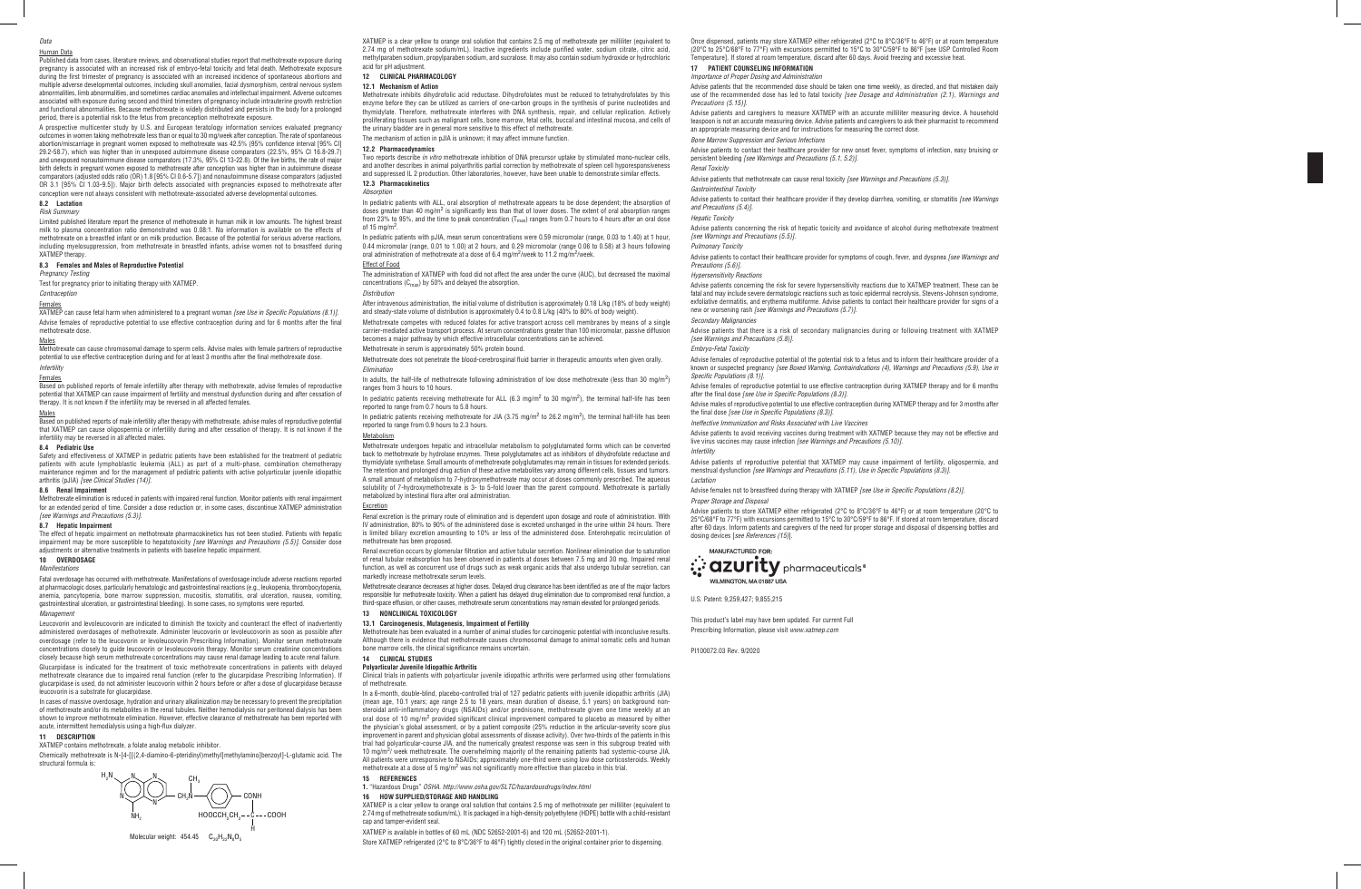*Data*

Human Data

Published data from cases, literature reviews, and observational studies report that methotrexate exposure during pregnancy is associated with an increased risk of embryo-fetal toxicity and fetal death. Methotrexate exposure during the first trimester of pregnancy is associated with an increased incidence of spontaneous abortions and multiple adverse developmental outcomes, including skull anomalies, facial dysmorphism, central nervous system abnormalities, limb abnormalities, and sometimes cardiac anomalies and intellectual impairment. Adverse outcomes associated with exposure during second and third trimesters of pregnancy include intrauterine growth restriction and functional abnormalities. Because methotrexate is widely distributed and persists in the body for a prolonged period, there is a potential risk to the fetus from preconception methotrexate exposure.

A prospective multicenter study by U.S. and European teratology information services evaluated pregnancy outcomes in women taking methotrexate less than or equal to 30 mg/week after conception. The rate of spontaneous abortion/miscarriage in pregnant women exposed to methotrexate was 42.5% (95% confidence interval [95% CI] 29.2-58.7), which was higher than in unexposed autoimmune disease comparators (22.5%, 95% CI 16.8-29.7) and unexposed nonautoimmune disease comparators (17.3%, 95% CI 13-22.8). Of the live births, the rate of major birth defects in pregnant women exposed to methotrexate after conception was higher than in autoimmune disease comparators (adjusted odds ratio (OR) 1.8 [95% CI 0.6-5.7]) and nonautoimmune disease comparators (adjusted OR 3.1 [95% CI 1.03-9.5]). Major birth defects associated with pregnancies exposed to methotrexate after conception were not always consistent with methotrexate-associated adverse developmental outcomes.

### 8.2 Lactation

*Risk Summary*

Limited published literature report the presence of methotrexate in human milk in low amounts. The highest breast milk to plasma concentration ratio demonstrated was 0.08:1. No information is available on the effects of methotrexate on a breastfed infant or on milk production. Because of the potential for serious adverse reactions, including myelosuppression, from methotrexate in breastfed infants, advise women not to breastfeed during XATMEP therapy.

### 8.3 Females and Males of Reproductive Potential

*Pregnancy Testing*

Test for pregnancy prior to initiating therapy with XATMEP.

*Contraception*

Females

XATMEP can cause fetal harm when administered to a pregnant woman *[see Use in Specific Populations (8.1)]*. Advise females of reproductive potential to use effective contraception during and for 6 months after the final methotrexate dose.

Males

Methotrexate can cause chromosomal damage to sperm cells. Advise males with female partners of reproductive potential to use effective contraception during and for at least 3 months after the final methotrexate dose.

*Infertility*

Females

Based on published reports of female infertility after therapy with methotrexate, advise females of reproductive potential that XATMEP can cause impairment of fertility and menstrual dysfunction during and after cessation of therapy. It is not known if the infertility may be reversed in all affected females.

Males

Based on published reports of male infertility after therapy with methotrexate, advise males of reproductive potential that XATMEP can cause oligospermia or infertility during and after cessation of therapy. It is not known if the infertility may be reversed in all affected males.

### 8.4 Pediatric Use

Safety and effectiveness of XATMEP in pediatric patients have been established for the treatment of pediatric patients with acute lymphoblastic leukemia (ALL) as part of a multi-phase, combination chemotherapy maintenance regimen and for the management of pediatric patients with active polyarticular juvenile idiopathic arthritis (pJIA) *[see Clinical Studies (14)]*.

### 8.6 Renal Impairment

Methotrexate elimination is reduced in patients with impaired renal function. Monitor patients with renal impairment for an extended period of time. Consider a dose reduction or, in some cases, discontinue XATMEP administration *[see Warnings and Precautions (5.3)]*.

### 8.7 Hepatic Impairment

The effect of hepatic impairment on methotrexate pharmacokinetics has not been studied. Patients with hepatic impairment may be more susceptible to hepatotoxicity *[see Warnings and Precautions (5.5)]*. Consider dose adjustments or alternative treatments in patients with baseline hepatic impairment.

## 10 OVERDOSAGE

*Manifestations*

Fatal overdosage has occurred with methotrexate. Manifestations of overdosage include adverse reactions reported at pharmacologic doses, particularly hematologic and gastrointestinal reactions (e.g., leukopenia, thrombocytopenia, anemia, pancytopenia, bone marrow suppression, mucositis, stomatitis, oral ulceration, nausea, vomiting, gastrointestinal ulceration, or gastrointestinal bleeding). In some cases, no symptoms were reported.

*Management*

Leucovorin and levoleucovorin are indicated to diminish the toxicity and counteract the effect of inadvertently administered overdosages of methotrexate. Administer leucovorin or levoleucovorin as soon as possible after overdosage (refer to the leucovorin or levoleucovorin Prescribing Information). Monitor serum methotrexate concentrations closely to guide leucovorin or levoleucovorin therapy. Monitor serum creatinine concentrations closely because high serum methotrexate concentrations may cause renal damage leading to acute renal failure.

Glucarpidase is indicated for the treatment of toxic methotrexate concentrations in patients with delayed methotrexate clearance due to impaired renal function (refer to the glucarpidase Prescribing Information). If glucarpidase is used, do not administer leucovorin within 2 hours before or after a dose of glucarpidase because leucovorin is a substrate for glucarpidase.

In cases of massive overdosage, hydration and urinary alkalinization may be necessary to prevent the precipitation of methotrexate and/or its metabolites in the renal tubules. Neither hemodialysis nor peritoneal dialysis has been shown to improve methotrexate elimination. However, effective clearance of methotrexate has been reported with acute, intermittent hemodialysis using a high-flux dialyzer.

## 11 DESCRIPTION

XATMEP contains methotrexate, a folate analog metabolic inhibitor.

Chemically methotrexate is N-[4-[[(2,4-diamino-6-pteridinyl)methyl]methylamino]benzoyl]-L-glutamic acid. The structural formula is:

Molecular weight: 454.45 $C_{20}H_{22}N_8O_5$

XATMEP is a clear yellow to orange oral solution that contains 2.5 mg of methotrexate per milliliter (equivalent to 2.74 mg of methotrexate sodium/mL). Inactive ingredients include purified water, sodium citrate, citric acid, methylparaben sodium, propylparaben sodium, and sucralose. It may also contain sodium hydroxide or hydrochloric acid for pH adjustment.

## 12 CLINICAL PHARMACOLOGY

### 12.1 Mechanism of Action

Methotrexate inhibits dihydrofolic acid reductase. Dihydrofolates must be reduced to tetrahydrofolates by this enzyme before they can be utilized as carriers of one-carbon groups in the synthesis of purine nucleotides and thymidylate. Therefore, methotrexate interferes with DNA synthesis, repair, and cellular replication. Actively proliferating tissues such as malignant cells, bone marrow, fetal cells, buccal and intestinal mucosa, and cells of the urinary bladder are in general more sensitive to this effect of methotrexate.

The mechanism of action in pJIA is unknown; it may affect immune function.

### 12.2 Pharmacodynamics

Two reports describe *in vitro* methotrexate inhibition of DNA precursor uptake by stimulated mono-nuclear cells, and another describes in animal polyarthritis partial correction by methotrexate of spleen cell hyporesponsiveness and suppressed IL 2 production. Other laboratories, however, have been unable to demonstrate similar effects.

### 12.3 Pharmacokinetics

*Absorption*

In pediatric patients with ALL, oral absorption of methotrexate appears to be dose dependent; the absorption of doses greater than 40 mg/m$^2$ is significantly less than that of lower doses. The extent of oral absorption ranges from 23% to 95%, and the time to peak concentration ($T_{max}$) ranges from 0.7 hours to 4 hours after an oral dose of 15 mg/m$^2$.

In pediatric patients with pJIA, mean serum concentrations were 0.59 micromolar (range, 0.03 to 1.40) at 1 hour, 0.44 micromolar (range, 0.01 to 1.00) at 2 hours, and 0.29 micromolar (range 0.06 to 0.58) at 3 hours following oral administration of methotrexate at a dose of 6.4 mg/m$^2$/week to 11.2 mg/m$^2$/week.

Effect of Food

The administration of XATMEP with food did not affect the area under the curve (AUC), but decreased the maximal concentrations ($C_{max}$) by 50% and delayed the absorption.

*Distribution*

After intravenous administration, the initial volume of distribution is approximately 0.18 L/kg (18% of body weight) and steady-state volume of distribution is approximately 0.4 to 0.8 L/kg (40% to 80% of body weight).

Methotrexate competes with reduced folates for active transport across cell membranes by means of a single carrier-mediated active transport process. At serum concentrations greater than 100 micromolar, passive diffusion becomes a major pathway by which effective intracellular concentrations can be achieved.

Methotrexate in serum is approximately 50% protein bound.

Methotrexate does not penetrate the blood-cerebrospinal fluid barrier in therapeutic amounts when given orally.

*Elimination*

In adults, the half-life of methotrexate following administration of low dose methotrexate (less than 30 mg/m$^2$) ranges from 3 hours to 10 hours.

In pediatric patients receiving methotrexate for ALL (6.3 mg/m$^2$ to 30 mg/m$^2$), the terminal half-life has been reported to range from 0.7 hours to 5.8 hours.

In pediatric patients receiving methotrexate for JIA (3.75 mg/m$^2$ to 26.2 mg/m$^2$), the terminal half-life has been reported to range from 0.9 hours to 2.3 hours.

Metabolism

Methotrexate undergoes hepatic and intracellular metabolism to polyglutamated forms which can be converted back to methotrexate by hydrolase enzymes. These polyglutamates act as inhibitors of dihydrofolate reductase and thymidylate synthetase. Small amounts of methotrexate polyglutamates may remain in tissues for extended periods. The retention and prolonged drug action of these active metabolites vary among different cells, tissues and tumors. A small amount of metabolism to 7-hydroxymethotrexate may occur at doses commonly prescribed. The aqueous solubility of 7-hydroxymethotrexate is 3- to 5-fold lower than the parent compound. Methotrexate is partially metabolized by intestinal flora after oral administration.

Excretion

Renal excretion is the primary route of elimination and is dependent upon dosage and route of administration. With IV administration, 80% to 90% of the administered dose is excreted unchanged in the urine within 24 hours. There is limited biliary excretion amounting to 10% or less of the administered dose. Enterohepatic recirculation of methotrexate has been proposed.

Renal excretion occurs by glomerular filtration and active tubular secretion. Nonlinear elimination due to saturation of renal tubular reabsorption has been observed in patients at doses between 7.5 mg and 30 mg. Impaired renal function, as well as concurrent use of drugs such as weak organic acids that also undergo tubular secretion, can markedly increase methotrexate serum levels.

Methotrexate clearance decreases at higher doses. Delayed drug clearance has been identified as one of the major factors responsible for methotrexate toxicity. When a patient has delayed drug elimination due to compromised renal function, a third-space effusion, or other causes, methotrexate serum concentrations may remain elevated for prolonged periods.

## 13 NONCLINICAL TOXICOLOGY

### 13.1 Carcinogenesis, Mutagenesis, Impairment of Fertility

Methotrexate has been evaluated in a number of animal studies for carcinogenic potential with inconclusive results. Although there is evidence that methotrexate causes chromosomal damage to animal somatic cells and human bone marrow cells, the clinical significance remains uncertain.

## 14 CLINICAL STUDIES

### Polyarticular Juvenile Idiopathic Arthritis

Clinical trials in patients with polyarticular juvenile idiopathic arthritis were performed using other formulations of methotrexate.

In a 6-month, double-blind, placebo-controlled trial of 127 pediatric patients with juvenile idiopathic arthritis (JIA) (mean age, 10.1 years; age range 2.5 to 18 years, mean duration of disease, 5.1 years) on background non-steroidal anti-inflammatory drugs (NSAIDs) and/or prednisone, methotrexate given one time weekly at an oral dose of 10 mg/m$^2$ provided significant clinical improvement compared to placebo as measured by either the physician's global assessment, or by a patient composite (25% reduction in the articular-severity score plus improvement in parent and physician global assessments of disease activity). Over two-thirds of the patients in this trial had polyarticular-course JIA, and the numerically greatest response was seen in this subgroup treated with 10 mg/m$^2$/week methotrexate. The overwhelming majority of the remaining patients had systemic-course JIA. All patients were unresponsive to NSAIDs; approximately one-third were using low dose corticosteroids. Weekly methotrexate at a dose of 5 mg/m$^2$ was not significantly more effective than placebo in this trial.

## 15 REFERENCES

1. "Hazardous Drugs" *OSHA. http://www.osha.gov/SLTC/hazardousdrugs/index.html*

## 16 HOW SUPPLIED/STORAGE AND HANDLING

XATMEP is a clear yellow to orange oral solution that contains 2.5 mg of methotrexate per milliliter (equivalent to 2.74 mg of methotrexate sodium/mL). It is packaged in a high-density polyethylene (HDPE) bottle with a child-resistant cap and tamper-evident seal.

XATMEP is available in bottles of 60 mL (NDC 52652-2001-6) and 120 mL (52652-2001-1).

Store XATMEP refrigerated (2°C to 8°C/36°F to 46°F) tightly closed in the original container prior to dispensing.

Once dispensed, patients may store XATMEP either refrigerated (2°C to 8°C/36°F to 46°F) or at room temperature (20°C to 25°C/68°F to 77°F) with excursions permitted to 15°C to 30°C/59°F to 86°F [see USP Controlled Room Temperature]. If stored at room temperature, discard after 60 days. Avoid freezing and excessive heat.

## 17 PATIENT COUNSELING INFORMATION

*Importance of Proper Dosing and Administration*

Advise patients that the recommended dose should be taken one time weekly, as directed, and that mistaken daily use of the recommended dose has led to fatal toxicity *[see Dosage and Administration (2.1), Warnings and Precautions (5.15)]*.

Advise patients and caregivers to measure XATMEP with an accurate milliliter measuring device. A household teaspoon is not an accurate measuring device. Advise patients and caregivers to ask their pharmacist to recommend an appropriate measuring device and for instructions for measuring the correct dose.

*Bone Marrow Suppression and Serious Infections*

Advise patients to contact their healthcare provider for new onset fever, symptoms of infection, easy bruising or persistent bleeding *[see Warnings and Precautions (5.1, 5.2)]*.

*Renal Toxicity*

Advise patients that methotrexate can cause renal toxicity *[see Warnings and Precautions (5.3)]*.

*Gastrointestinal Toxicity*

Advise patients to contact their healthcare provider if they develop diarrhea, vomiting, or stomatitis *[see Warnings and Precautions (5.4)]*.

*Hepatic Toxicity*

Advise patients concerning the risk of hepatic toxicity and avoidance of alcohol during methotrexate treatment *[see Warnings and Precautions (5.5)]*.

*Pulmonary Toxicity*

Advise patients to contact their healthcare provider for symptoms of cough, fever, and dyspnea *[see Warnings and Precautions (5.6)]*.

*Hypersensitivity Reactions*

Advise patients concerning the risk for severe hypersensitivity reactions due to XATMEP treatment. These can be fatal and may include severe dermatologic reactions such as toxic epidermal necrolysis, Stevens-Johnson syndrome, exfoliative dermatitis, and erythema multiforme. Advise patients to contact their healthcare provider for signs of a new or worsening rash *[see Warnings and Precautions (5.7)]*.

*Secondary Malignancies*

Advise patients that there is a risk of secondary malignancies during or following treatment with XATMEP *[see Warnings and Precautions (5.8)]*.

*Embryo-Fetal Toxicity*

Advise females of reproductive potential of the potential risk to a fetus and to inform their healthcare provider of a known or suspected pregnancy *[see Boxed Warning, Contraindications (4), Warnings and Precautions (5.9), Use in Specific Populations (8.1)]*.

Advise females of reproductive potential to use effective contraception during XATMEP therapy and for 6 months after the final dose *[see Use in Specific Populations (8.3)]*.

Advise males of reproductive potential to use effective contraception during XATMEP therapy and for 3 months after the final dose *[see Use in Specific Populations (8.3)]*.

*Ineffective Immunization and Risks Associated with Live Vaccines*

Advise patients to avoid receiving vaccines during treatment with XATMEP because they may not be effective and live virus vaccines may cause infection *[see Warnings and Precautions (5.10)]*.

*Infertility*

Advise patients of reproductive potential that XATMEP may cause impairment of fertility, oligospermia, and menstrual dysfunction *[see Warnings and Precautions (5.11), Use in Specific Populations (8.3)]*.

*Lactation*

Advise females not to breastfeed during therapy with XATMEP *[see Use in Specific Populations (8.2)]*.

*Proper Storage and Disposal*

Advise patients to store XATMEP either refrigerated (2°C to 8°C/36°F to 46°F) or at room temperature (20°C to 25°C/68°F to 77°F) with excursions permitted to 15°C to 30°C/59°F to 86°F. If stored at room temperature, discard after 60 days. Inform patients and caregivers of the need for proper storage and disposal of dispensing bottles and dosing devices *[see References (15)]*.

MANUFACTURED FOR:

azurity pharmaceuticals®

WILMINGTON, MA 01887 USA

U.S. Patent: 9,259,427; 9,855,215

This product's label may have been updated. For current Full Prescribing Information, please visit www.xatmep.com

PI100072.03 Rev. 9/2020